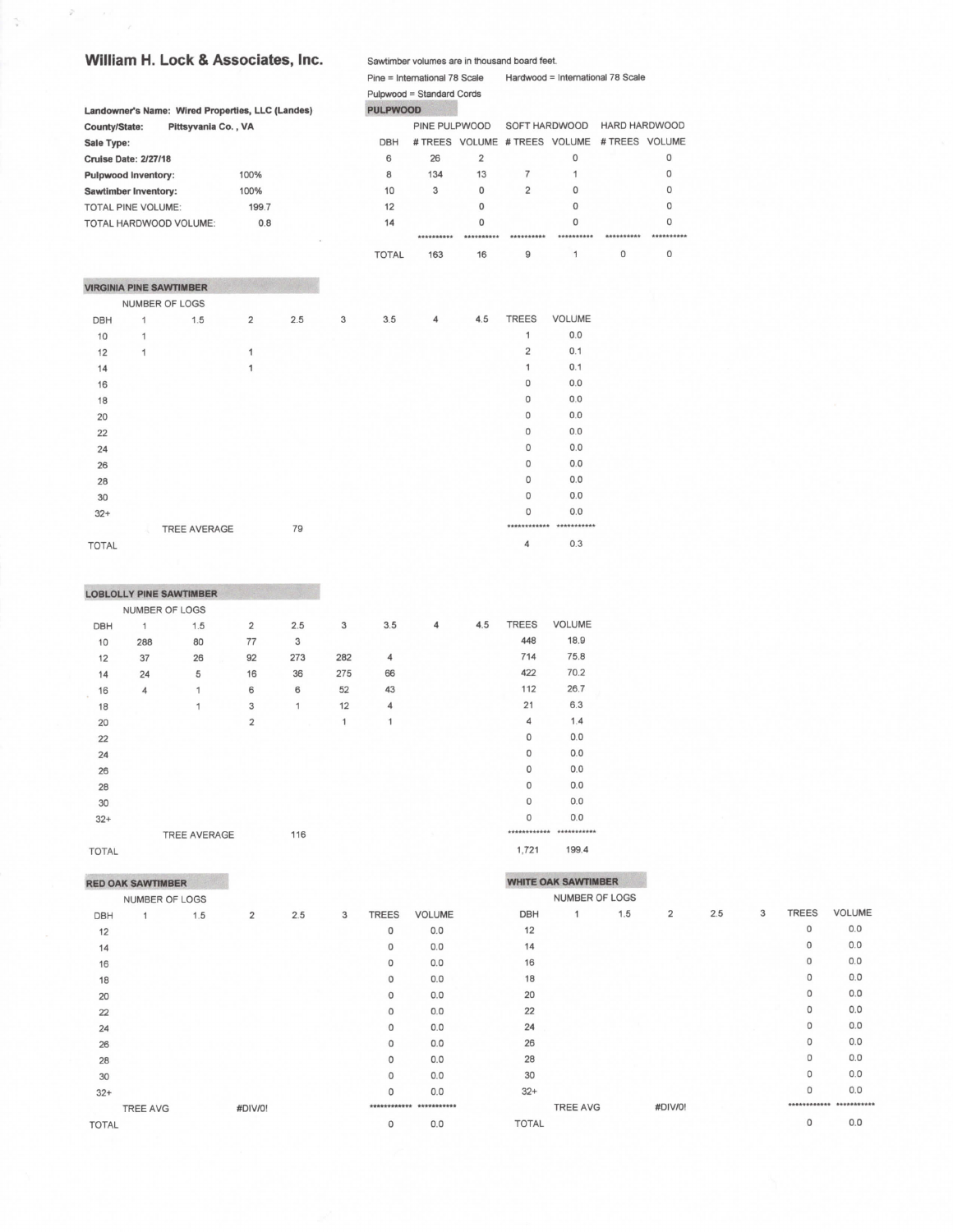## William H. Lock & Associates, Inc.

Sawtimber volumes are in thousand board feet.

Pine = International 78 Scale Hardwood = International 78 Scale

Pulpwood = Standard Cords

**Landowner's Name: Wired Properties, LLC (Landes)**

**County/State:** Pittsyvania Co. , VA

**Sale Type:**

**Cruise Date: 2/27/18**

**Pulpwood Inventory:** 100%

**Sawtimber Inventory:** 100%

TOTAL PINE VOLUME: 199.7

TOTAL HARDWOOD VOLUME: 0.8

### PULPWOOD

| DBH | PINE PULPWOOD # TREES | PINE PULPWOOD VOLUME | SOFT HARDWOOD # TREES | SOFT HARDWOOD VOLUME | HARD HARDWOOD # TREES | HARD HARDWOOD VOLUME |
|---|---|---|---|---|---|---|
| 6 | 26 | 2 | | 0 | | 0 |
| 8 | 134 | 13 | 7 | 1 | | 0 |
| 10 | 3 | 0 | 2 | 0 | | 0 |
| 12 | | 0 | | 0 | | 0 |
| 14 | | 0 | | 0 | | 0 |
| TOTAL | 163 | 16 | 9 | 1 | 0 | 0 |

### VIRGINIA PINE SAWTIMBER

| DBH | 1 | 1.5 | 2 | 2.5 | 3 | 3.5 | 4 | 4.5 | TREES | VOLUME |
|---|---|---|---|---|---|---|---|---|---|---|
| 10 | 1 | | | | | | | | 1 | 0.0 |
| 12 | 1 | | 1 | | | | | | 2 | 0.1 |
| 14 | | | 1 | | | | | | 1 | 0.1 |
| 16 | | | | | | | | | 0 | 0.0 |
| 18 | | | | | | | | | 0 | 0.0 |
| 20 | | | | | | | | | 0 | 0.0 |
| 22 | | | | | | | | | 0 | 0.0 |
| 24 | | | | | | | | | 0 | 0.0 |
| 26 | | | | | | | | | 0 | 0.0 |
| 28 | | | | | | | | | 0 | 0.0 |
| 30 | | | | | | | | | 0 | 0.0 |
| 32+ | | | | | | | | | 0 | 0.0 |
| TREE AVERAGE | | | | 79 | | | | | | |
| TOTAL | | | | | | | | | 4 | 0.3 |

(Columns 1–4.5: NUMBER OF LOGS)

### LOBLOLLY PINE SAWTIMBER

| DBH | 1 | 1.5 | 2 | 2.5 | 3 | 3.5 | 4 | 4.5 | TREES | VOLUME |
|---|---|---|---|---|---|---|---|---|---|---|
| 10 | 288 | 80 | 77 | 3 | | | | | 448 | 18.9 |
| 12 | 37 | 26 | 92 | 273 | 282 | 4 | | | 714 | 75.8 |
| 14 | 24 | 5 | 16 | 36 | 275 | 66 | | | 422 | 70.2 |
| 16 | 4 | 1 | 6 | 6 | 52 | 43 | | | 112 | 26.7 |
| 18 | | 1 | 3 | 1 | 12 | 4 | | | 21 | 6.3 |
| 20 | | | 2 | | 1 | 1 | | | 4 | 1.4 |
| 22 | | | | | | | | | 0 | 0.0 |
| 24 | | | | | | | | | 0 | 0.0 |
| 26 | | | | | | | | | 0 | 0.0 |
| 28 | | | | | | | | | 0 | 0.0 |
| 30 | | | | | | | | | 0 | 0.0 |
| 32+ | | | | | | | | | 0 | 0.0 |
| TREE AVERAGE | | | | 116 | | | | | | |
| TOTAL | | | | | | | | | 1,721 | 199.4 |

(Columns 1–4.5: NUMBER OF LOGS)

### RED OAK SAWTIMBER

| DBH | 1 | 1.5 | 2 | 2.5 | 3 | TREES | VOLUME |
|---|---|---|---|---|---|---|---|
| 12 | | | | | | 0 | 0.0 |
| 14 | | | | | | 0 | 0.0 |
| 16 | | | | | | 0 | 0.0 |
| 18 | | | | | | 0 | 0.0 |
| 20 | | | | | | 0 | 0.0 |
| 22 | | | | | | 0 | 0.0 |
| 24 | | | | | | 0 | 0.0 |
| 26 | | | | | | 0 | 0.0 |
| 28 | | | | | | 0 | 0.0 |
| 30 | | | | | | 0 | 0.0 |
| 32+ | | | | | | 0 | 0.0 |
| TREE AVG | | | #DIV/0! | | | | |
| TOTAL | | | | | | 0 | 0.0 |

(Columns 1–3: NUMBER OF LOGS)

### WHITE OAK SAWTIMBER

| DBH | 1 | 1.5 | 2 | 2.5 | 3 | TREES | VOLUME |
|---|---|---|---|---|---|---|---|
| 12 | | | | | | 0 | 0.0 |
| 14 | | | | | | 0 | 0.0 |
| 16 | | | | | | 0 | 0.0 |
| 18 | | | | | | 0 | 0.0 |
| 20 | | | | | | 0 | 0.0 |
| 22 | | | | | | 0 | 0.0 |
| 24 | | | | | | 0 | 0.0 |
| 26 | | | | | | 0 | 0.0 |
| 28 | | | | | | 0 | 0.0 |
| 30 | | | | | | 0 | 0.0 |
| 32+ | | | | | | 0 | 0.0 |
| TREE AVG | | | #DIV/0! | | | | |
| TOTAL | | | | | | 0 | 0.0 |

(Columns 1–3: NUMBER OF LOGS)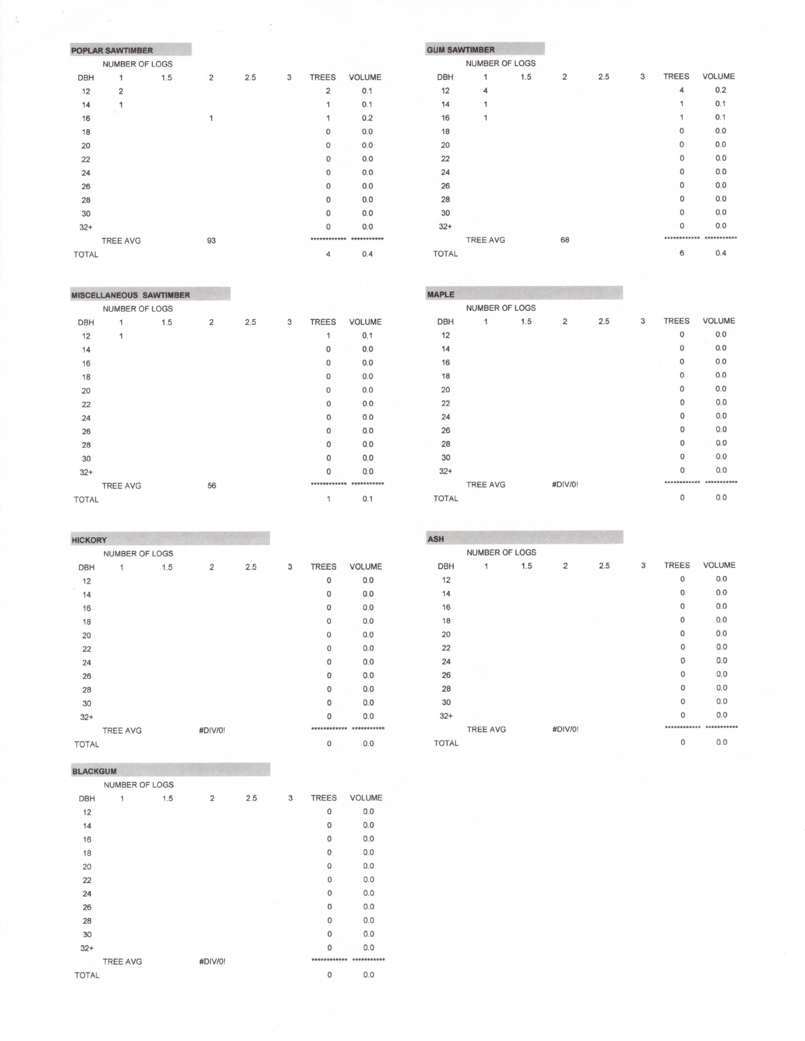## POPLAR SAWTIMBER

| DBH | NUMBER OF LOGS 1 | 1.5 | 2 | 2.5 | 3 | TREES | VOLUME |
|---|---|---|---|---|---|---|---|
| 12 | 2 | | | | | 2 | 0.1 |
| 14 | 1 | | | | | 1 | 0.1 |
| 16 | | | 1 | | | 1 | 0.2 |
| 18 | | | | | | 0 | 0.0 |
| 20 | | | | | | 0 | 0.0 |
| 22 | | | | | | 0 | 0.0 |
| 24 | | | | | | 0 | 0.0 |
| 26 | | | | | | 0 | 0.0 |
| 28 | | | | | | 0 | 0.0 |
| 30 | | | | | | 0 | 0.0 |
| 32+ | | | | | | 0 | 0.0 |
| TREE AVG | | | 93 | | | ************ | *********** |
| TOTAL | | | | | | 4 | 0.4 |

## GUM SAWTIMBER

| DBH | NUMBER OF LOGS 1 | 1.5 | 2 | 2.5 | 3 | TREES | VOLUME |
|---|---|---|---|---|---|---|---|
| 12 | 4 | | | | | 4 | 0.2 |
| 14 | 1 | | | | | 1 | 0.1 |
| 16 | 1 | | | | | 1 | 0.1 |
| 18 | | | | | | 0 | 0.0 |
| 20 | | | | | | 0 | 0.0 |
| 22 | | | | | | 0 | 0.0 |
| 24 | | | | | | 0 | 0.0 |
| 26 | | | | | | 0 | 0.0 |
| 28 | | | | | | 0 | 0.0 |
| 30 | | | | | | 0 | 0.0 |
| 32+ | | | | | | 0 | 0.0 |
| TREE AVG | | | 68 | | | ************ | *********** |
| TOTAL | | | | | | 6 | 0.4 |

## MISCELLANEOUS SAWTIMBER

| DBH | NUMBER OF LOGS 1 | 1.5 | 2 | 2.5 | 3 | TREES | VOLUME |
|---|---|---|---|---|---|---|---|
| 12 | 1 | | | | | 1 | 0.1 |
| 14 | | | | | | 0 | 0.0 |
| 16 | | | | | | 0 | 0.0 |
| 18 | | | | | | 0 | 0.0 |
| 20 | | | | | | 0 | 0.0 |
| 22 | | | | | | 0 | 0.0 |
| 24 | | | | | | 0 | 0.0 |
| 26 | | | | | | 0 | 0.0 |
| 28 | | | | | | 0 | 0.0 |
| 30 | | | | | | 0 | 0.0 |
| 32+ | | | | | | 0 | 0.0 |
| TREE AVG | | | 56 | | | ************ | *********** |
| TOTAL | | | | | | 1 | 0.1 |

## MAPLE

| DBH | NUMBER OF LOGS 1 | 1.5 | 2 | 2.5 | 3 | TREES | VOLUME |
|---|---|---|---|---|---|---|---|
| 12 | | | | | | 0 | 0.0 |
| 14 | | | | | | 0 | 0.0 |
| 16 | | | | | | 0 | 0.0 |
| 18 | | | | | | 0 | 0.0 |
| 20 | | | | | | 0 | 0.0 |
| 22 | | | | | | 0 | 0.0 |
| 24 | | | | | | 0 | 0.0 |
| 26 | | | | | | 0 | 0.0 |
| 28 | | | | | | 0 | 0.0 |
| 30 | | | | | | 0 | 0.0 |
| 32+ | | | | | | 0 | 0.0 |
| TREE AVG | | | #DIV/0! | | | ************ | *********** |
| TOTAL | | | | | | 0 | 0.0 |

## HICKORY

| DBH | NUMBER OF LOGS 1 | 1.5 | 2 | 2.5 | 3 | TREES | VOLUME |
|---|---|---|---|---|---|---|---|
| 12 | | | | | | 0 | 0.0 |
| 14 | | | | | | 0 | 0.0 |
| 16 | | | | | | 0 | 0.0 |
| 18 | | | | | | 0 | 0.0 |
| 20 | | | | | | 0 | 0.0 |
| 22 | | | | | | 0 | 0.0 |
| 24 | | | | | | 0 | 0.0 |
| 26 | | | | | | 0 | 0.0 |
| 28 | | | | | | 0 | 0.0 |
| 30 | | | | | | 0 | 0.0 |
| 32+ | | | | | | 0 | 0.0 |
| TREE AVG | | | #DIV/0! | | | ************ | *********** |
| TOTAL | | | | | | 0 | 0.0 |

## ASH

| DBH | NUMBER OF LOGS 1 | 1.5 | 2 | 2.5 | 3 | TREES | VOLUME |
|---|---|---|---|---|---|---|---|
| 12 | | | | | | 0 | 0.0 |
| 14 | | | | | | 0 | 0.0 |
| 16 | | | | | | 0 | 0.0 |
| 18 | | | | | | 0 | 0.0 |
| 20 | | | | | | 0 | 0.0 |
| 22 | | | | | | 0 | 0.0 |
| 24 | | | | | | 0 | 0.0 |
| 26 | | | | | | 0 | 0.0 |
| 28 | | | | | | 0 | 0.0 |
| 30 | | | | | | 0 | 0.0 |
| 32+ | | | | | | 0 | 0.0 |
| TREE AVG | | | #DIV/0! | | | ************ | *********** |
| TOTAL | | | | | | 0 | 0.0 |

## BLACKGUM

| DBH | NUMBER OF LOGS 1 | 1.5 | 2 | 2.5 | 3 | TREES | VOLUME |
|---|---|---|---|---|---|---|---|
| 12 | | | | | | 0 | 0.0 |
| 14 | | | | | | 0 | 0.0 |
| 16 | | | | | | 0 | 0.0 |
| 18 | | | | | | 0 | 0.0 |
| 20 | | | | | | 0 | 0.0 |
| 22 | | | | | | 0 | 0.0 |
| 24 | | | | | | 0 | 0.0 |
| 26 | | | | | | 0 | 0.0 |
| 28 | | | | | | 0 | 0.0 |
| 30 | | | | | | 0 | 0.0 |
| 32+ | | | | | | 0 | 0.0 |
| TREE AVG | | | #DIV/0! | | | ************ | *********** |
| TOTAL | | | | | | 0 | 0.0 |